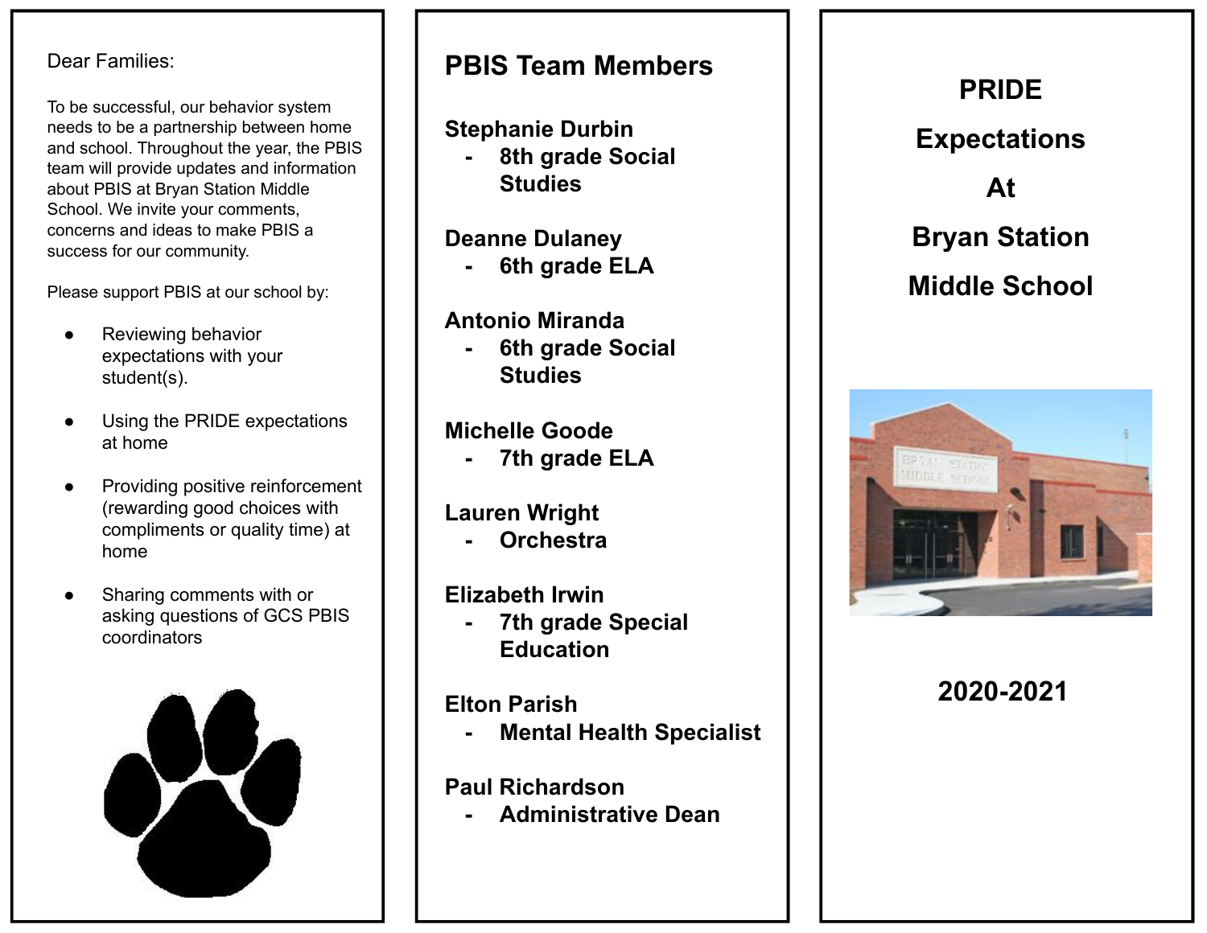Dear Families:

To be successful, our behavior system needs to be a partnership between home and school. Throughout the year, the PBIS team will provide updates and information about PBIS at Bryan Station Middle School. We invite your comments, concerns and ideas to make PBIS a success for our community.

Please support PBIS at our school by:

- Reviewing behavior expectations with your student(s).
- Using the PRIDE expectations at home
- Providing positive reinforcement (rewarding good choices with compliments or quality time) at home
- Sharing comments with or asking questions of GCS PBIS coordinators

## PBIS Team Members

**Stephanie Durbin**
- **8th grade Social Studies**

**Deanne Dulaney**
- **6th grade ELA**

**Antonio Miranda**
- **6th grade Social Studies**

**Michelle Goode**
- **7th grade ELA**

**Lauren Wright**
- **Orchestra**

**Elizabeth Irwin**
- **7th grade Special Education**

**Elton Parish**
- **Mental Health Specialist**

**Paul Richardson**
- **Administrative Dean**

# PRIDE Expectations At Bryan Station Middle School

## 2020-2021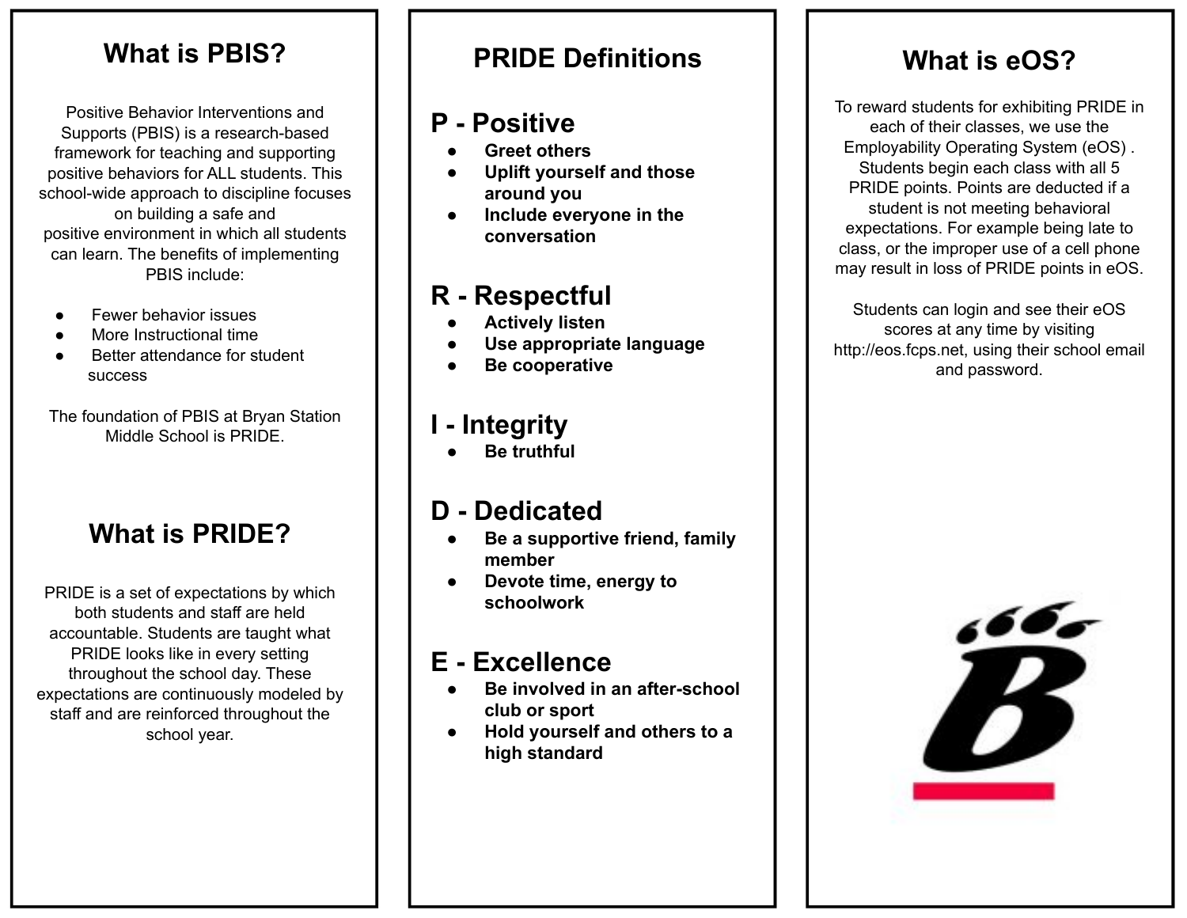## What is PBIS?

Positive Behavior Interventions and Supports (PBIS) is a research-based framework for teaching and supporting positive behaviors for ALL students. This school-wide approach to discipline focuses on building a safe and positive environment in which all students can learn. The benefits of implementing PBIS include:

- Fewer behavior issues
- More Instructional time
- Better attendance for student success

The foundation of PBIS at Bryan Station Middle School is PRIDE.

## What is PRIDE?

PRIDE is a set of expectations by which both students and staff are held accountable. Students are taught what PRIDE looks like in every setting throughout the school day. These expectations are continuously modeled by staff and are reinforced throughout the school year.

## PRIDE Definitions

### P - Positive

- **Greet others**
- **Uplift yourself and those around you**
- **Include everyone in the conversation**

### R - Respectful

- **Actively listen**
- **Use appropriate language**
- **Be cooperative**

### I - Integrity

- **Be truthful**

### D - Dedicated

- **Be a supportive friend, family member**
- **Devote time, energy to schoolwork**

### E - Excellence

- **Be involved in an after-school club or sport**
- **Hold yourself and others to a high standard**

## What is eOS?

To reward students for exhibiting PRIDE in each of their classes, we use the Employability Operating System (eOS) . Students begin each class with all 5 PRIDE points. Points are deducted if a student is not meeting behavioral expectations. For example being late to class, or the improper use of a cell phone may result in loss of PRIDE points in eOS.

Students can login and see their eOS scores at any time by visiting http://eos.fcps.net, using their school email and password.